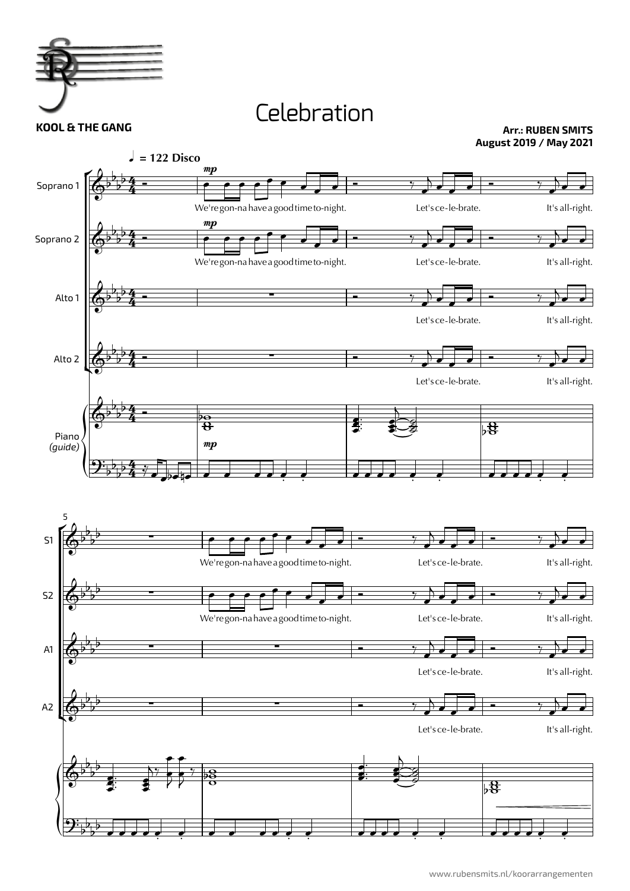# Celebration

**KOOL & THE GANG**

**Arr.: RUBEN SMITS**
**August 2019 / May 2021**

♩ = 122 Disco

Soprano 1, Soprano 2, Alto 1, Alto 2, Piano *(guide)*

*mp*

We're gon-na have a good time to-night. Let's ce-le-brate. It's all-right.

5

S1, S2, A1, A2

We're gon-na have a good time to-night. Let's ce-le-brate. It's all-right.

www.rubensmits.nl/koorarrangementen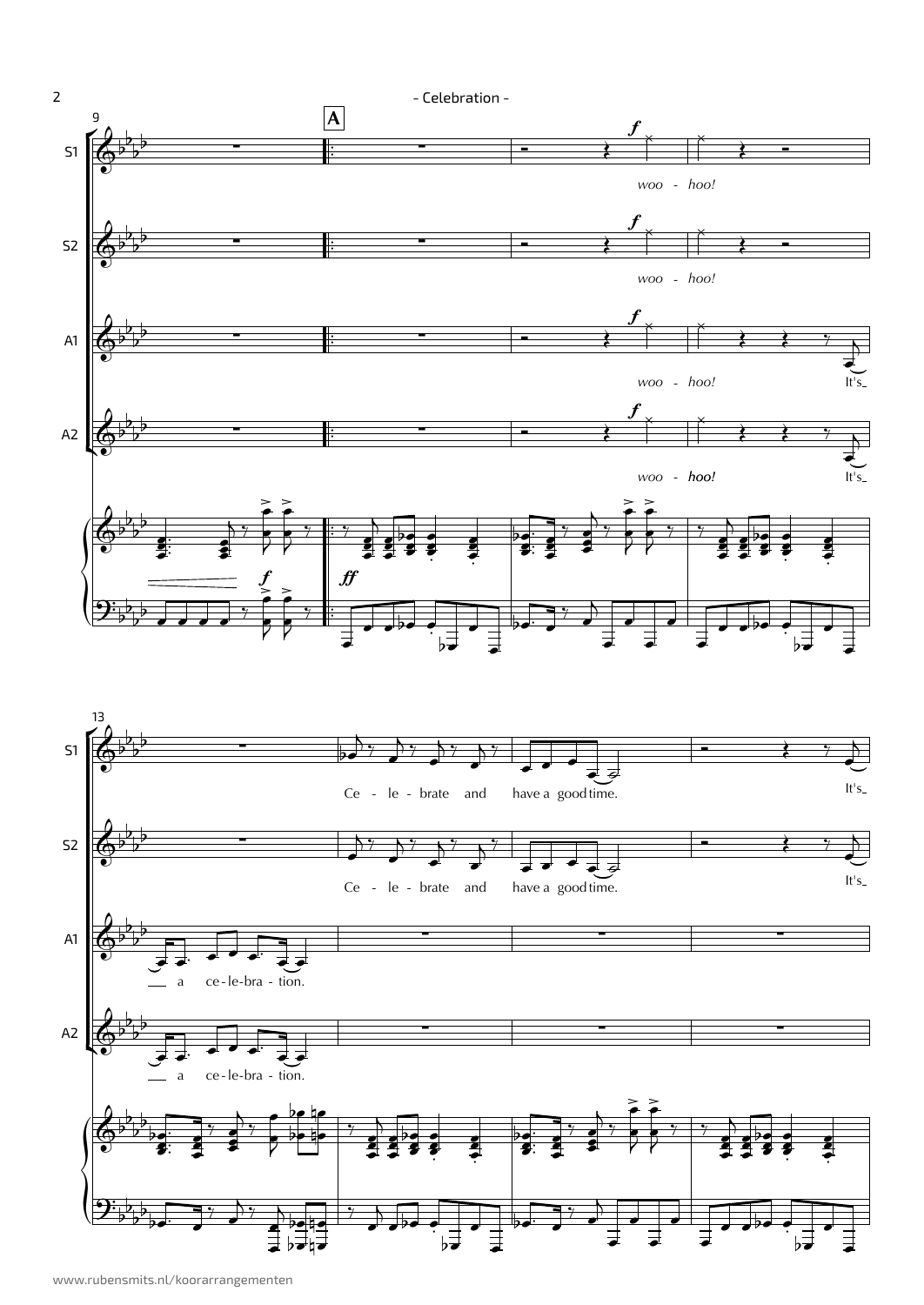**A**

S1: woo - hoo! Ce - le - brate and have a good time. It's

S2: woo - hoo! Ce - le - brate and have a good time. It's

A1: woo - hoo! It's a ce - le - bra - tion.

A2: woo - hoo! It's a ce - le - bra - tion.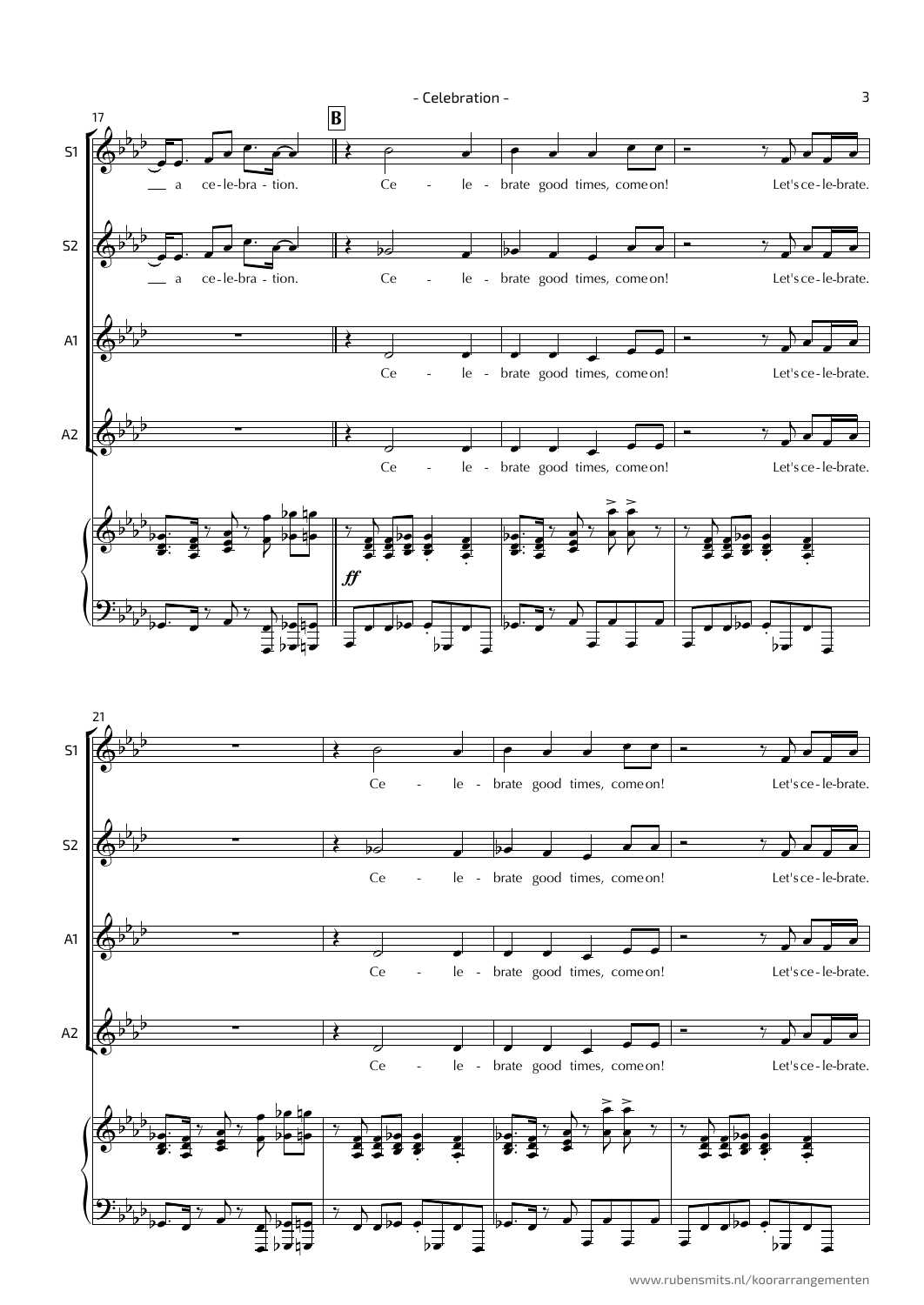**B**

S1: a ce-le-bra - tion. Ce - le - brate good times, come on! Let's ce - le-brate.

S2: a ce-le-bra - tion. Ce - le - brate good times, come on! Let's ce - le-brate.

A1: Ce - le - brate good times, come on! Let's ce - le-brate.

A2: Ce - le - brate good times, come on! Let's ce - le-brate.

*ff*

S1: Ce - le - brate good times, come on! Let's ce - le-brate.

S2: Ce - le - brate good times, come on! Let's ce - le-brate.

A1: Ce - le - brate good times, come on! Let's ce - le-brate.

A2: Ce - le - brate good times, come on! Let's ce - le-brate.

www.rubensmits.nl/koorarrangementen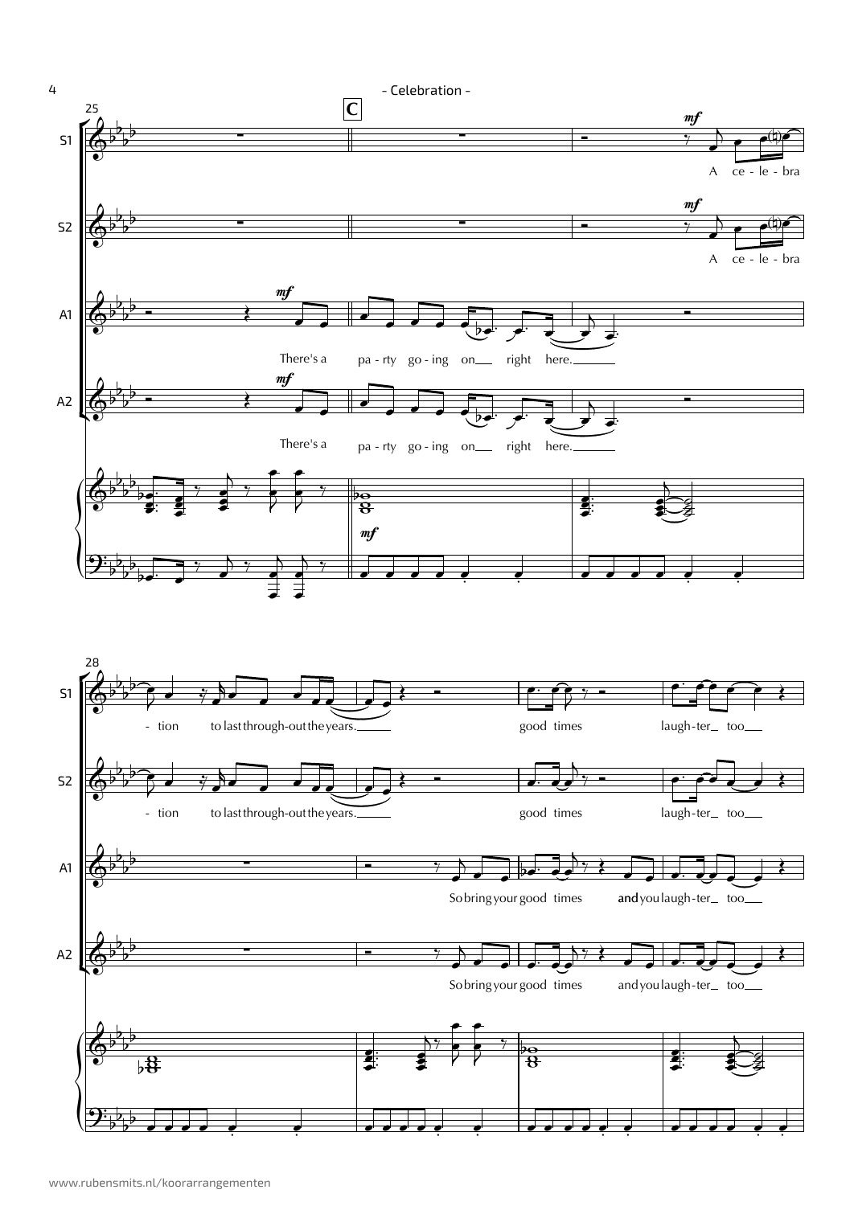C

A ce - le - bra - tion to last through-out the years.

good times laugh-ter too

There's a pa - rty go - ing on right here.

So bring your good times and you laugh-ter too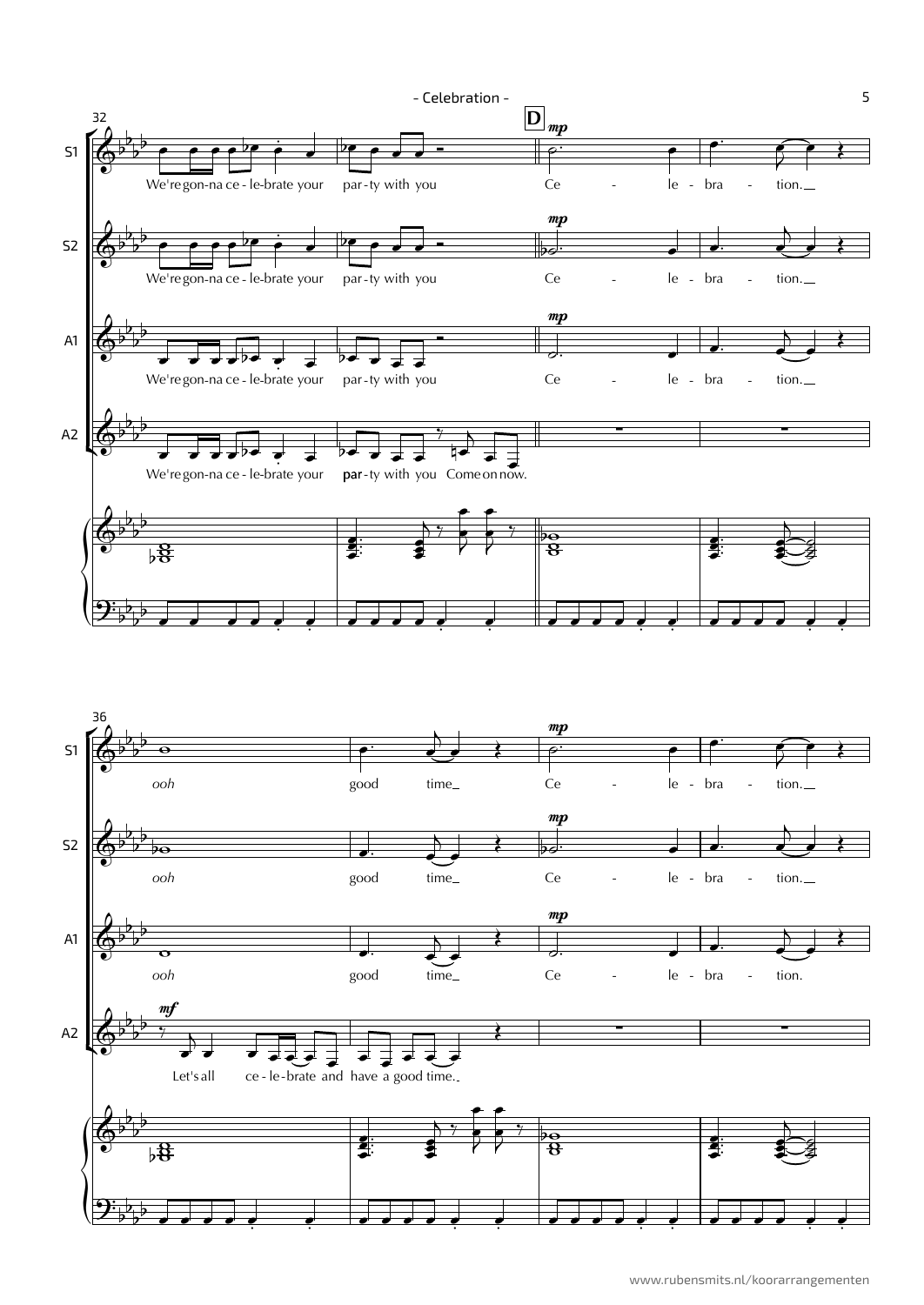32

**D**

S1: We're gon-na ce - le-brate your par-ty with you — *mp* Ce - le - bra - tion.

S2: We're gon-na ce - le-brate your par-ty with you — *mp* Ce - le - bra - tion.

A1: We're gon-na ce - le-brate your par-ty with you — *mp* Ce - le - bra - tion.

A2: We're gon-na ce - le-brate your par-ty with you Come on now.

36

S1: *ooh* good time — *mp* Ce - le - bra - tion.

S2: *ooh* good time — *mp* Ce - le - bra - tion.

A1: *ooh* good time — *mp* Ce - le - bra - tion.

A2: *mf* Let's all ce - le-brate and have a good time.